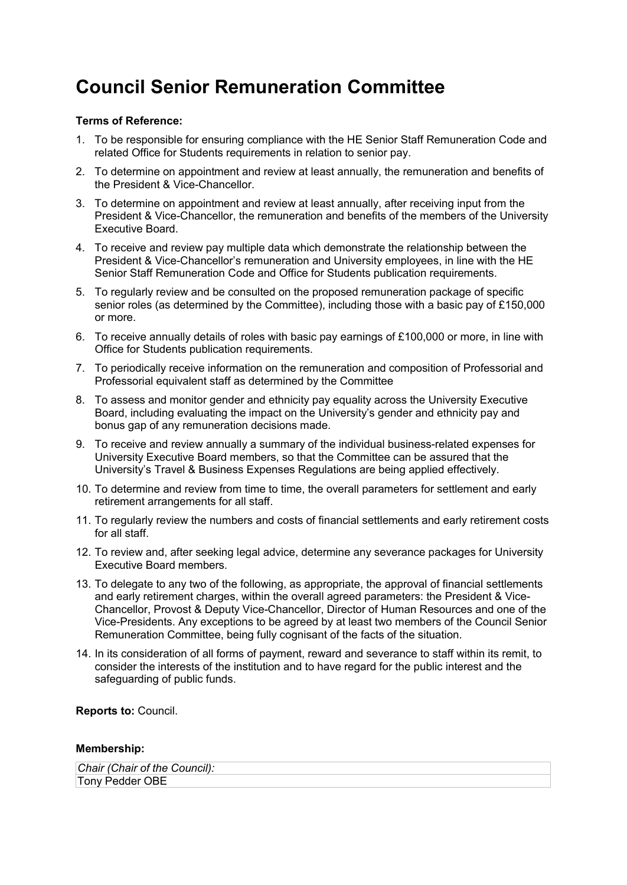# Council Senior Remuneration Committee

**Terms of Reference:**

1. To be responsible for ensuring compliance with the HE Senior Staff Remuneration Code and related Office for Students requirements in relation to senior pay.
2. To determine on appointment and review at least annually, the remuneration and benefits of the President & Vice-Chancellor.
3. To determine on appointment and review at least annually, after receiving input from the President & Vice-Chancellor, the remuneration and benefits of the members of the University Executive Board.
4. To receive and review pay multiple data which demonstrate the relationship between the President & Vice-Chancellor's remuneration and University employees, in line with the HE Senior Staff Remuneration Code and Office for Students publication requirements.
5. To regularly review and be consulted on the proposed remuneration package of specific senior roles (as determined by the Committee), including those with a basic pay of £150,000 or more.
6. To receive annually details of roles with basic pay earnings of £100,000 or more, in line with Office for Students publication requirements.
7. To periodically receive information on the remuneration and composition of Professorial and Professorial equivalent staff as determined by the Committee
8. To assess and monitor gender and ethnicity pay equality across the University Executive Board, including evaluating the impact on the University's gender and ethnicity pay and bonus gap of any remuneration decisions made.
9. To receive and review annually a summary of the individual business-related expenses for University Executive Board members, so that the Committee can be assured that the University's Travel & Business Expenses Regulations are being applied effectively.
10. To determine and review from time to time, the overall parameters for settlement and early retirement arrangements for all staff.
11. To regularly review the numbers and costs of financial settlements and early retirement costs for all staff.
12. To review and, after seeking legal advice, determine any severance packages for University Executive Board members.
13. To delegate to any two of the following, as appropriate, the approval of financial settlements and early retirement charges, within the overall agreed parameters: the President & Vice-Chancellor, Provost & Deputy Vice-Chancellor, Director of Human Resources and one of the Vice-Presidents. Any exceptions to be agreed by at least two members of the Council Senior Remuneration Committee, being fully cognisant of the facts of the situation.
14. In its consideration of all forms of payment, reward and severance to staff within its remit, to consider the interests of the institution and to have regard for the public interest and the safeguarding of public funds.

**Reports to:** Council.

**Membership:**

| *Chair (Chair of the Council):* |
| --- |
| Tony Pedder OBE |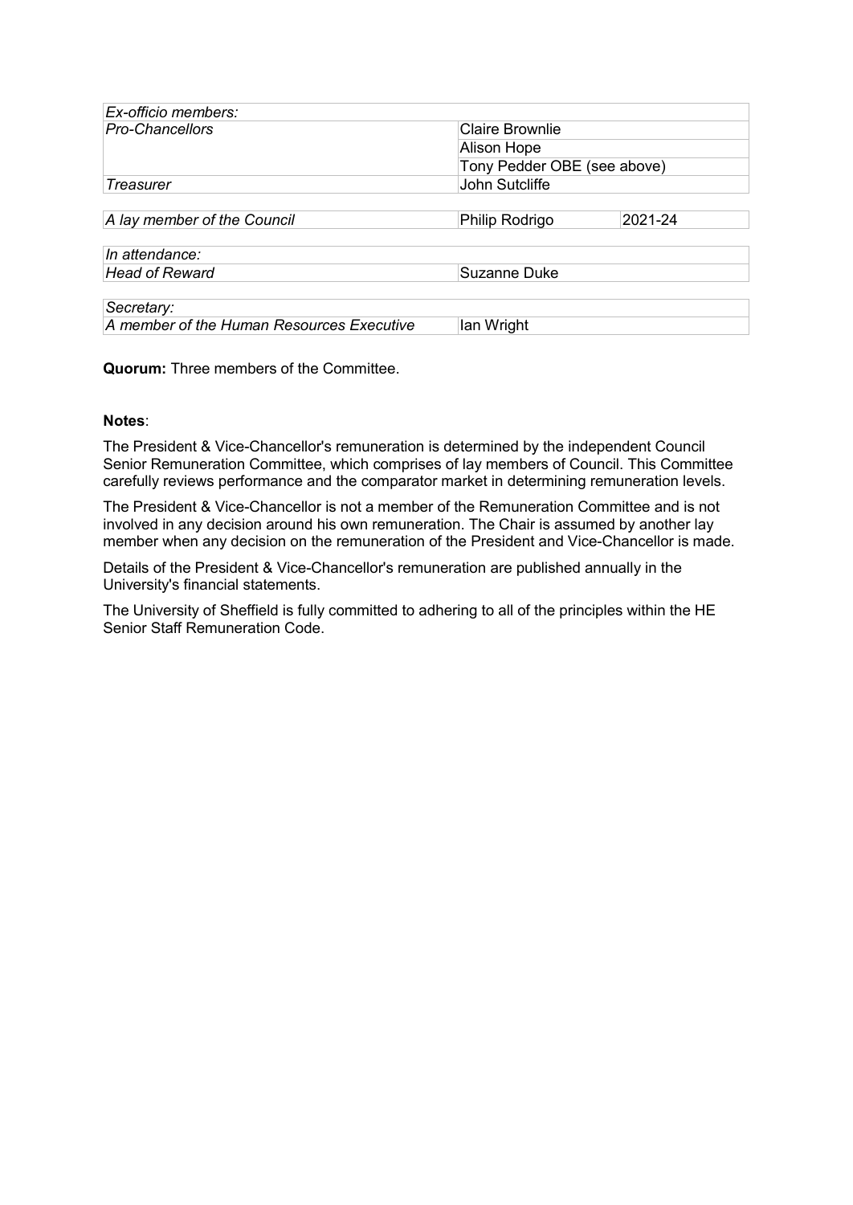| | | |
|---|---|---|
| *Ex-officio members:* | | |
| *Pro-Chancellors* | Claire Brownlie | |
| | Alison Hope | |
| | Tony Pedder OBE (see above) | |
| *Treasurer* | John Sutcliffe | |

| | | |
|---|---|---|
| *A lay member of the Council* | Philip Rodrigo | 2021-24 |

| | |
|---|---|
| *In attendance:* | |
| *Head of Reward* | Suzanne Duke |

| | |
|---|---|
| *Secretary:* | |
| *A member of the Human Resources Executive* | Ian Wright |

**Quorum:** Three members of the Committee.

**Notes**:

The President & Vice-Chancellor's remuneration is determined by the independent Council Senior Remuneration Committee, which comprises of lay members of Council. This Committee carefully reviews performance and the comparator market in determining remuneration levels.

The President & Vice-Chancellor is not a member of the Remuneration Committee and is not involved in any decision around his own remuneration. The Chair is assumed by another lay member when any decision on the remuneration of the President and Vice-Chancellor is made.

Details of the President & Vice-Chancellor's remuneration are published annually in the University's financial statements.

The University of Sheffield is fully committed to adhering to all of the principles within the HE Senior Staff Remuneration Code.